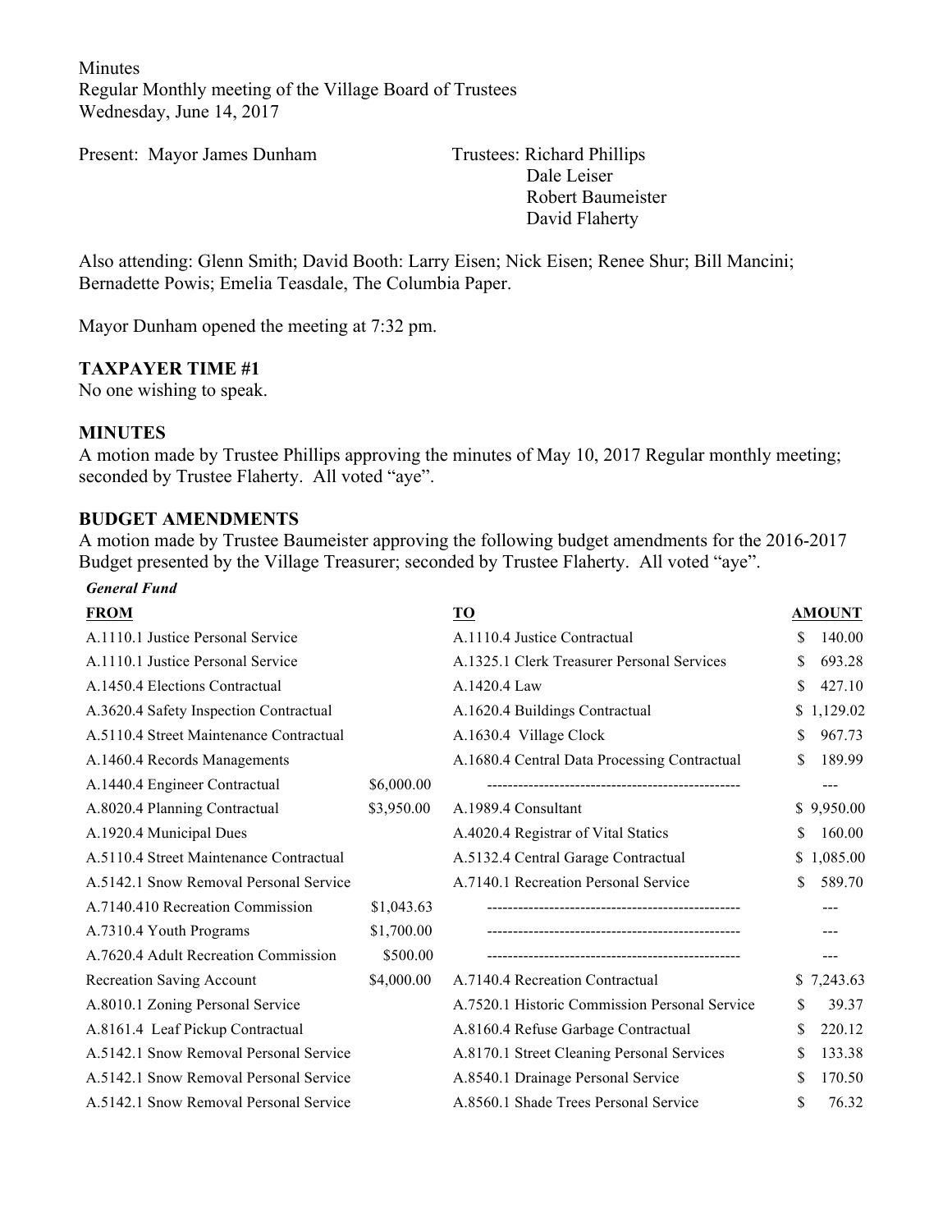Minutes
Regular Monthly meeting of the Village Board of Trustees
Wednesday, June 14, 2017

Present: Mayor James Dunham

Trustees: Richard Phillips
Dale Leiser
Robert Baumeister
David Flaherty

Also attending: Glenn Smith; David Booth: Larry Eisen; Nick Eisen; Renee Shur; Bill Mancini; Bernadette Powis; Emelia Teasdale, The Columbia Paper.

Mayor Dunham opened the meeting at 7:32 pm.

**TAXPAYER TIME #1**

No one wishing to speak.

**MINUTES**

A motion made by Trustee Phillips approving the minutes of May 10, 2017 Regular monthly meeting; seconded by Trustee Flaherty. All voted "aye".

**BUDGET AMENDMENTS**

A motion made by Trustee Baumeister approving the following budget amendments for the 2016-2017 Budget presented by the Village Treasurer; seconded by Trustee Flaherty. All voted "aye".

***General Fund***

| FROM | | TO | AMOUNT |
|---|---|---|---|
| A.1110.1 Justice Personal Service | | A.1110.4 Justice Contractual | $ 140.00 |
| A.1110.1 Justice Personal Service | | A.1325.1 Clerk Treasurer Personal Services | $ 693.28 |
| A.1450.4 Elections Contractual | | A.1420.4 Law | $ 427.10 |
| A.3620.4 Safety Inspection Contractual | | A.1620.4 Buildings Contractual | $ 1,129.02 |
| A.5110.4 Street Maintenance Contractual | | A.1630.4 Village Clock | $ 967.73 |
| A.1460.4 Records Managements | | A.1680.4 Central Data Processing Contractual | $ 189.99 |
| A.1440.4 Engineer Contractual | $6,000.00 | ------------------------------------------------ | --- |
| A.8020.4 Planning Contractual | $3,950.00 | A.1989.4 Consultant | $ 9,950.00 |
| A.1920.4 Municipal Dues | | A.4020.4 Registrar of Vital Statics | $ 160.00 |
| A.5110.4 Street Maintenance Contractual | | A.5132.4 Central Garage Contractual | $ 1,085.00 |
| A.5142.1 Snow Removal Personal Service | | A.7140.1 Recreation Personal Service | $ 589.70 |
| A.7140.410 Recreation Commission | $1,043.63 | ------------------------------------------------ | --- |
| A.7310.4 Youth Programs | $1,700.00 | ------------------------------------------------ | --- |
| A.7620.4 Adult Recreation Commission | $500.00 | ------------------------------------------------ | --- |
| Recreation Saving Account | $4,000.00 | A.7140.4 Recreation Contractual | $ 7,243.63 |
| A.8010.1 Zoning Personal Service | | A.7520.1 Historic Commission Personal Service | $ 39.37 |
| A.8161.4 Leaf Pickup Contractual | | A.8160.4 Refuse Garbage Contractual | $ 220.12 |
| A.5142.1 Snow Removal Personal Service | | A.8170.1 Street Cleaning Personal Services | $ 133.38 |
| A.5142.1 Snow Removal Personal Service | | A.8540.1 Drainage Personal Service | $ 170.50 |
| A.5142.1 Snow Removal Personal Service | | A.8560.1 Shade Trees Personal Service | $ 76.32 |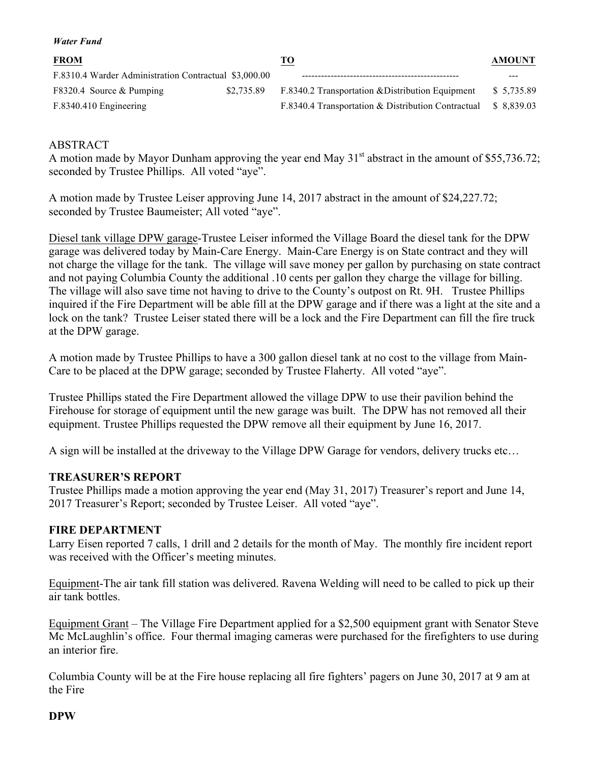*Water Fund*

| FROM | | TO | AMOUNT |
|---|---|---|---|
| F.8310.4 Warder Administration Contractual | $3,000.00 | ------------------------------------------------- | --- |
| F8320.4 Source & Pumping | $2,735.89 | F.8340.2 Transportation &Distribution Equipment | $ 5,735.89 |
| F.8340.410 Engineering | | F.8340.4 Transportation & Distribution Contractual | $ 8,839.03 |

ABSTRACT

A motion made by Mayor Dunham approving the year end May 31st abstract in the amount of $55,736.72; seconded by Trustee Phillips. All voted "aye".

A motion made by Trustee Leiser approving June 14, 2017 abstract in the amount of $24,227.72; seconded by Trustee Baumeister; All voted "aye".

Diesel tank village DPW garage-Trustee Leiser informed the Village Board the diesel tank for the DPW garage was delivered today by Main-Care Energy. Main-Care Energy is on State contract and they will not charge the village for the tank. The village will save money per gallon by purchasing on state contract and not paying Columbia County the additional .10 cents per gallon they charge the village for billing. The village will also save time not having to drive to the County's outpost on Rt. 9H. Trustee Phillips inquired if the Fire Department will be able fill at the DPW garage and if there was a light at the site and a lock on the tank? Trustee Leiser stated there will be a lock and the Fire Department can fill the fire truck at the DPW garage.

A motion made by Trustee Phillips to have a 300 gallon diesel tank at no cost to the village from Main-Care to be placed at the DPW garage; seconded by Trustee Flaherty. All voted "aye".

Trustee Phillips stated the Fire Department allowed the village DPW to use their pavilion behind the Firehouse for storage of equipment until the new garage was built. The DPW has not removed all their equipment. Trustee Phillips requested the DPW remove all their equipment by June 16, 2017.

A sign will be installed at the driveway to the Village DPW Garage for vendors, delivery trucks etc…

**TREASURER'S REPORT**

Trustee Phillips made a motion approving the year end (May 31, 2017) Treasurer's report and June 14, 2017 Treasurer's Report; seconded by Trustee Leiser. All voted "aye".

**FIRE DEPARTMENT**

Larry Eisen reported 7 calls, 1 drill and 2 details for the month of May. The monthly fire incident report was received with the Officer's meeting minutes.

Equipment-The air tank fill station was delivered. Ravena Welding will need to be called to pick up their air tank bottles.

Equipment Grant – The Village Fire Department applied for a $2,500 equipment grant with Senator Steve Mc McLaughlin's office. Four thermal imaging cameras were purchased for the firefighters to use during an interior fire.

Columbia County will be at the Fire house replacing all fire fighters' pagers on June 30, 2017 at 9 am at the Fire

**DPW**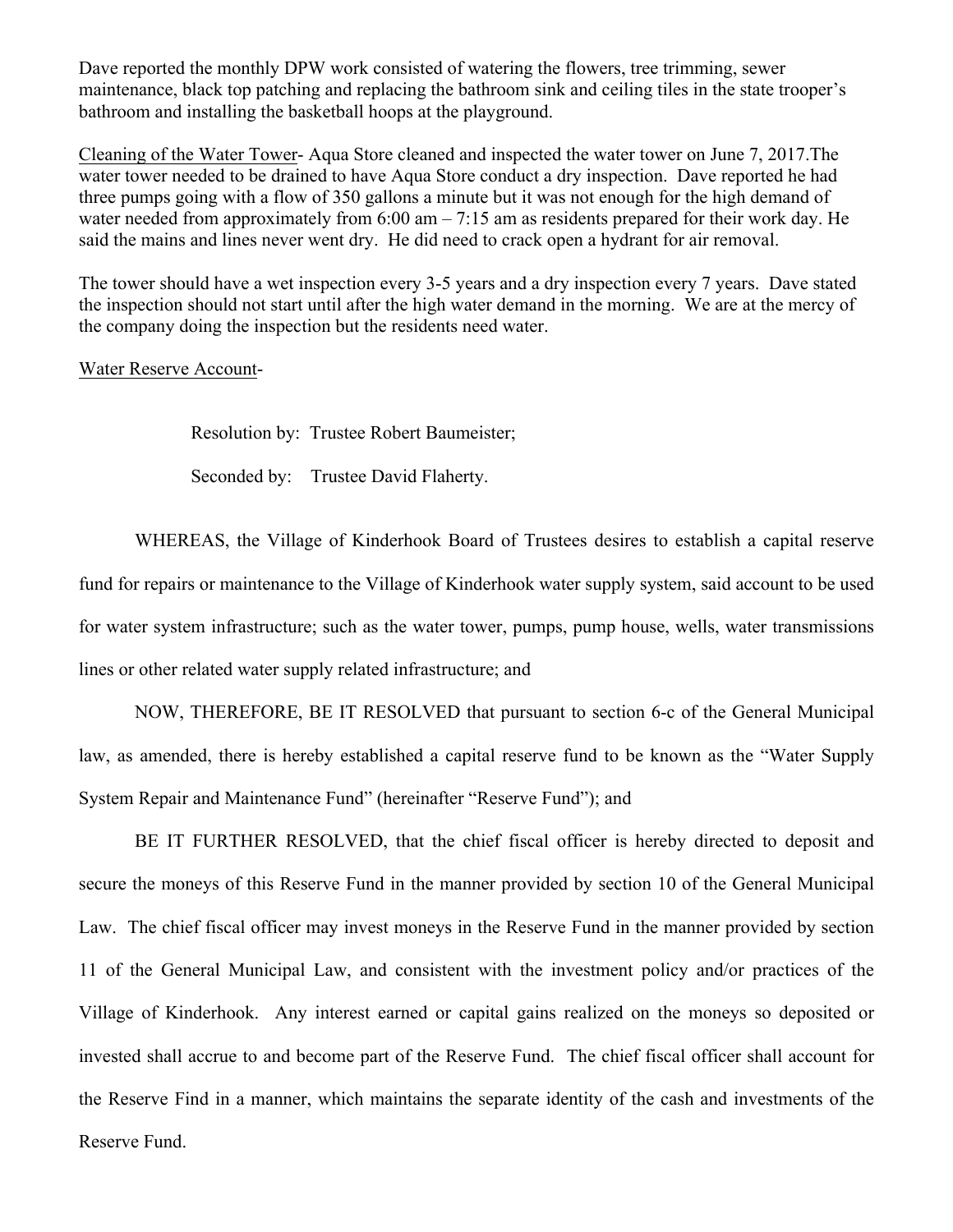Dave reported the monthly DPW work consisted of watering the flowers, tree trimming, sewer maintenance, black top patching and replacing the bathroom sink and ceiling tiles in the state trooper's bathroom and installing the basketball hoops at the playground.

<u>Cleaning of the Water Tower</u>- Aqua Store cleaned and inspected the water tower on June 7, 2017.The water tower needed to be drained to have Aqua Store conduct a dry inspection. Dave reported he had three pumps going with a flow of 350 gallons a minute but it was not enough for the high demand of water needed from approximately from 6:00 am – 7:15 am as residents prepared for their work day. He said the mains and lines never went dry. He did need to crack open a hydrant for air removal.

The tower should have a wet inspection every 3-5 years and a dry inspection every 7 years. Dave stated the inspection should not start until after the high water demand in the morning. We are at the mercy of the company doing the inspection but the residents need water.

<u>Water Reserve Account</u>-

Resolution by: Trustee Robert Baumeister;

Seconded by: Trustee David Flaherty.

WHEREAS, the Village of Kinderhook Board of Trustees desires to establish a capital reserve fund for repairs or maintenance to the Village of Kinderhook water supply system, said account to be used for water system infrastructure; such as the water tower, pumps, pump house, wells, water transmissions lines or other related water supply related infrastructure; and

NOW, THEREFORE, BE IT RESOLVED that pursuant to section 6-c of the General Municipal law, as amended, there is hereby established a capital reserve fund to be known as the "Water Supply System Repair and Maintenance Fund" (hereinafter "Reserve Fund"); and

BE IT FURTHER RESOLVED, that the chief fiscal officer is hereby directed to deposit and secure the moneys of this Reserve Fund in the manner provided by section 10 of the General Municipal Law. The chief fiscal officer may invest moneys in the Reserve Fund in the manner provided by section 11 of the General Municipal Law, and consistent with the investment policy and/or practices of the Village of Kinderhook. Any interest earned or capital gains realized on the moneys so deposited or invested shall accrue to and become part of the Reserve Fund. The chief fiscal officer shall account for the Reserve Find in a manner, which maintains the separate identity of the cash and investments of the Reserve Fund.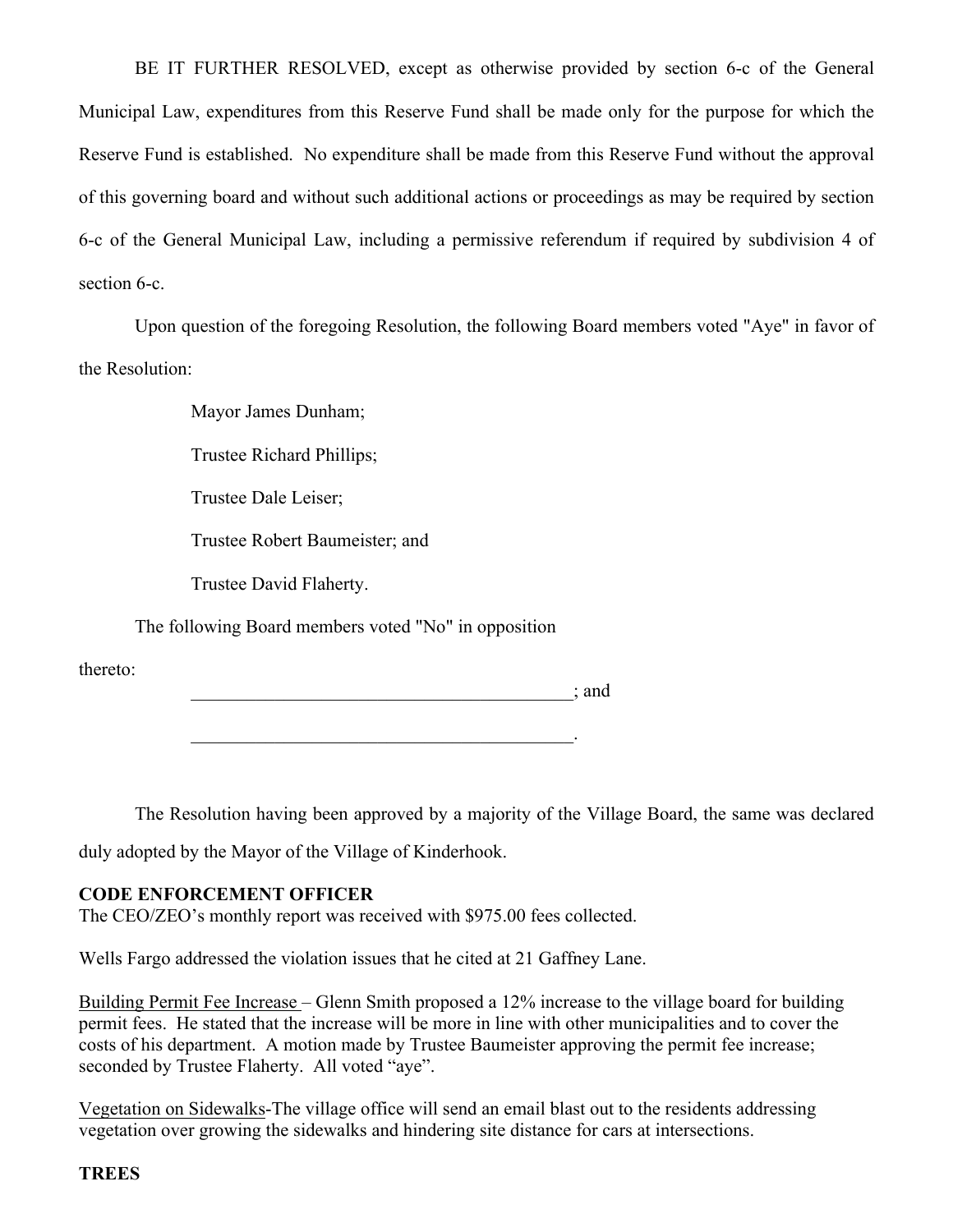BE IT FURTHER RESOLVED, except as otherwise provided by section 6-c of the General Municipal Law, expenditures from this Reserve Fund shall be made only for the purpose for which the Reserve Fund is established. No expenditure shall be made from this Reserve Fund without the approval of this governing board and without such additional actions or proceedings as may be required by section 6-c of the General Municipal Law, including a permissive referendum if required by subdivision 4 of section 6-c.

Upon question of the foregoing Resolution, the following Board members voted "Aye" in favor of the Resolution:

Mayor James Dunham;

Trustee Richard Phillips;

Trustee Dale Leiser;

Trustee Robert Baumeister; and

Trustee David Flaherty.

The following Board members voted "No" in opposition thereto:

__________________________________________; and

__________________________________________.

The Resolution having been approved by a majority of the Village Board, the same was declared duly adopted by the Mayor of the Village of Kinderhook.

**CODE ENFORCEMENT OFFICER**

The CEO/ZEO's monthly report was received with $975.00 fees collected.

Wells Fargo addressed the violation issues that he cited at 21 Gaffney Lane.

<u>Building Permit Fee Increase</u> – Glenn Smith proposed a 12% increase to the village board for building permit fees. He stated that the increase will be more in line with other municipalities and to cover the costs of his department. A motion made by Trustee Baumeister approving the permit fee increase; seconded by Trustee Flaherty. All voted "aye".

<u>Vegetation on Sidewalks</u>-The village office will send an email blast out to the residents addressing vegetation over growing the sidewalks and hindering site distance for cars at intersections.

**TREES**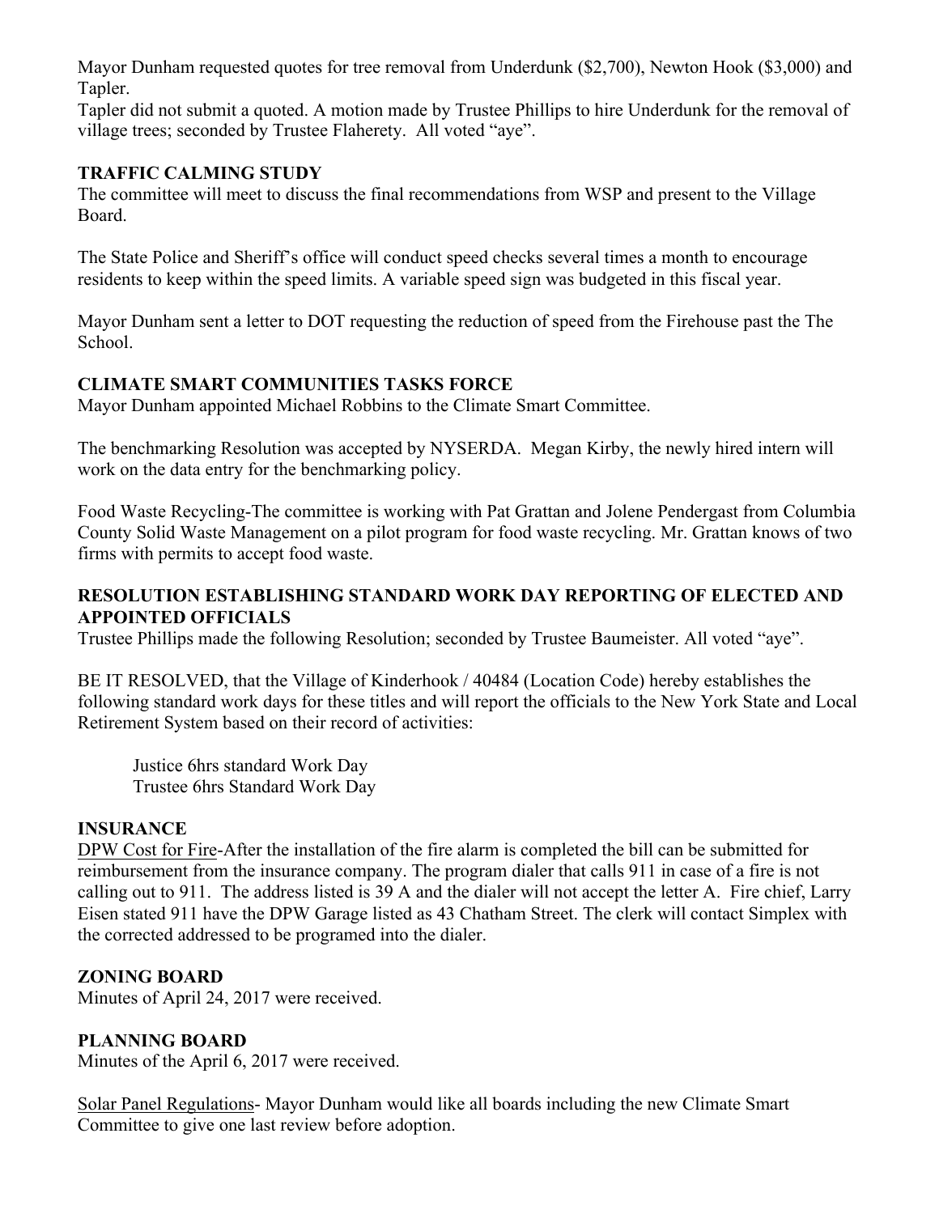Mayor Dunham requested quotes for tree removal from Underdunk ($2,700), Newton Hook ($3,000) and Tapler.

Tapler did not submit a quoted. A motion made by Trustee Phillips to hire Underdunk for the removal of village trees; seconded by Trustee Flaherety. All voted "aye".

**TRAFFIC CALMING STUDY**

The committee will meet to discuss the final recommendations from WSP and present to the Village Board.

The State Police and Sheriff's office will conduct speed checks several times a month to encourage residents to keep within the speed limits. A variable speed sign was budgeted in this fiscal year.

Mayor Dunham sent a letter to DOT requesting the reduction of speed from the Firehouse past the The School.

**CLIMATE SMART COMMUNITIES TASKS FORCE**

Mayor Dunham appointed Michael Robbins to the Climate Smart Committee.

The benchmarking Resolution was accepted by NYSERDA. Megan Kirby, the newly hired intern will work on the data entry for the benchmarking policy.

Food Waste Recycling-The committee is working with Pat Grattan and Jolene Pendergast from Columbia County Solid Waste Management on a pilot program for food waste recycling. Mr. Grattan knows of two firms with permits to accept food waste.

**RESOLUTION ESTABLISHING STANDARD WORK DAY REPORTING OF ELECTED AND APPOINTED OFFICIALS**

Trustee Phillips made the following Resolution; seconded by Trustee Baumeister. All voted "aye".

BE IT RESOLVED, that the Village of Kinderhook / 40484 (Location Code) hereby establishes the following standard work days for these titles and will report the officials to the New York State and Local Retirement System based on their record of activities:

Justice 6hrs standard Work Day
Trustee 6hrs Standard Work Day

**INSURANCE**

DPW Cost for Fire-After the installation of the fire alarm is completed the bill can be submitted for reimbursement from the insurance company. The program dialer that calls 911 in case of a fire is not calling out to 911. The address listed is 39 A and the dialer will not accept the letter A. Fire chief, Larry Eisen stated 911 have the DPW Garage listed as 43 Chatham Street. The clerk will contact Simplex with the corrected addressed to be programed into the dialer.

**ZONING BOARD**

Minutes of April 24, 2017 were received.

**PLANNING BOARD**

Minutes of the April 6, 2017 were received.

Solar Panel Regulations- Mayor Dunham would like all boards including the new Climate Smart Committee to give one last review before adoption.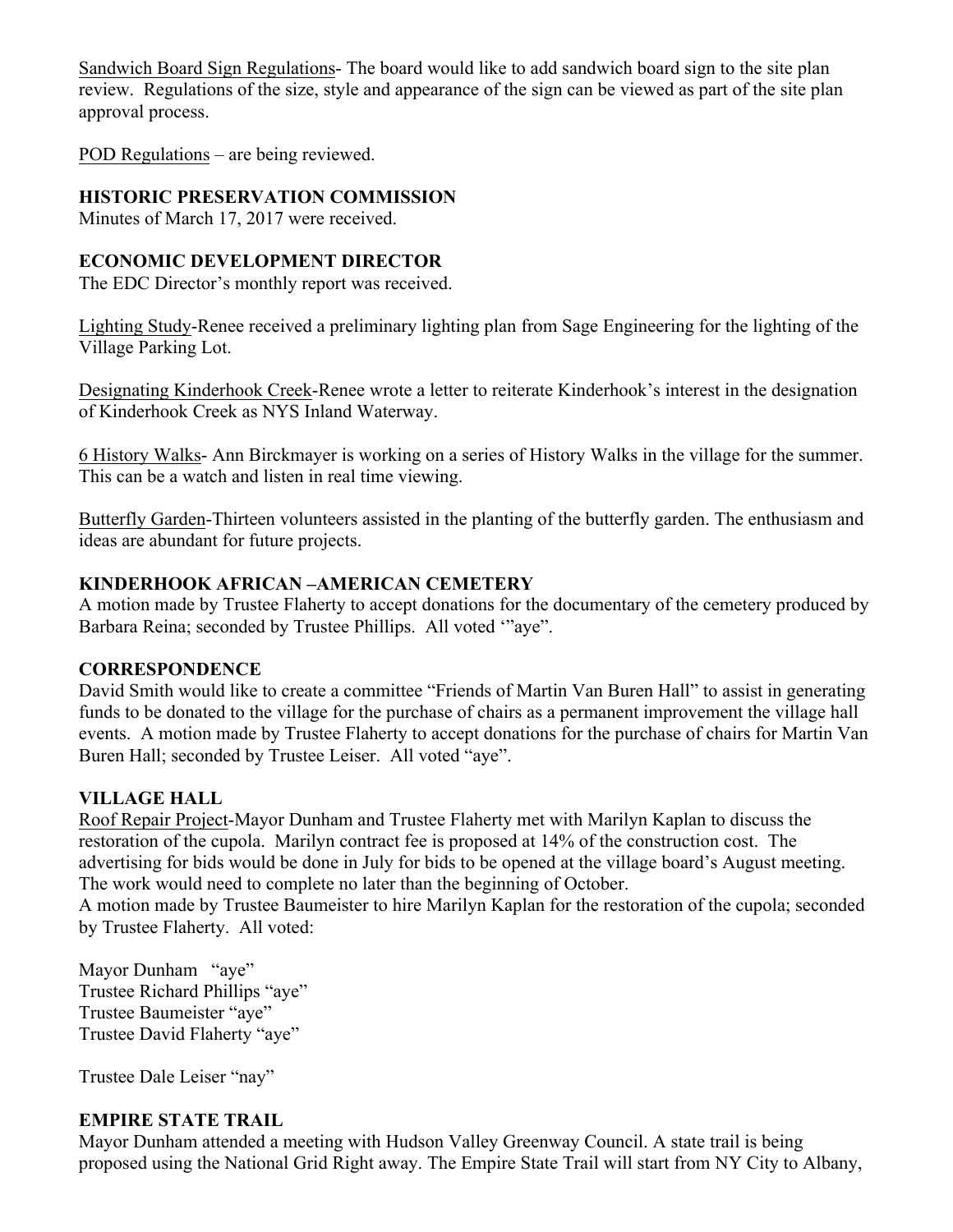Sandwich Board Sign Regulations- The board would like to add sandwich board sign to the site plan review. Regulations of the size, style and appearance of the sign can be viewed as part of the site plan approval process.

POD Regulations – are being reviewed.

**HISTORIC PRESERVATION COMMISSION**

Minutes of March 17, 2017 were received.

**ECONOMIC DEVELOPMENT DIRECTOR**

The EDC Director's monthly report was received.

Lighting Study-Renee received a preliminary lighting plan from Sage Engineering for the lighting of the Village Parking Lot.

Designating Kinderhook Creek-Renee wrote a letter to reiterate Kinderhook's interest in the designation of Kinderhook Creek as NYS Inland Waterway.

6 History Walks- Ann Birckmayer is working on a series of History Walks in the village for the summer. This can be a watch and listen in real time viewing.

Butterfly Garden-Thirteen volunteers assisted in the planting of the butterfly garden. The enthusiasm and ideas are abundant for future projects.

**KINDERHOOK AFRICAN –AMERICAN CEMETERY**

A motion made by Trustee Flaherty to accept donations for the documentary of the cemetery produced by Barbara Reina; seconded by Trustee Phillips. All voted '"aye".

**CORRESPONDENCE**

David Smith would like to create a committee "Friends of Martin Van Buren Hall" to assist in generating funds to be donated to the village for the purchase of chairs as a permanent improvement the village hall events. A motion made by Trustee Flaherty to accept donations for the purchase of chairs for Martin Van Buren Hall; seconded by Trustee Leiser. All voted "aye".

**VILLAGE HALL**

Roof Repair Project-Mayor Dunham and Trustee Flaherty met with Marilyn Kaplan to discuss the restoration of the cupola. Marilyn contract fee is proposed at 14% of the construction cost. The advertising for bids would be done in July for bids to be opened at the village board's August meeting. The work would need to complete no later than the beginning of October.

A motion made by Trustee Baumeister to hire Marilyn Kaplan for the restoration of the cupola; seconded by Trustee Flaherty. All voted:

Mayor Dunham "aye"
Trustee Richard Phillips "aye"
Trustee Baumeister "aye"
Trustee David Flaherty "aye"

Trustee Dale Leiser "nay"

**EMPIRE STATE TRAIL**

Mayor Dunham attended a meeting with Hudson Valley Greenway Council. A state trail is being proposed using the National Grid Right away. The Empire State Trail will start from NY City to Albany,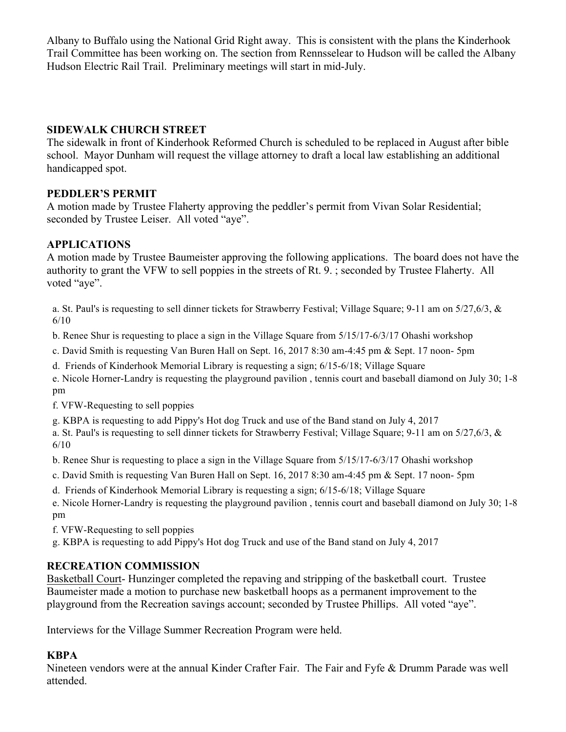Albany to Buffalo using the National Grid Right away. This is consistent with the plans the Kinderhook Trail Committee has been working on. The section from Rennsselear to Hudson will be called the Albany Hudson Electric Rail Trail. Preliminary meetings will start in mid-July.

## SIDEWALK CHURCH STREET

The sidewalk in front of Kinderhook Reformed Church is scheduled to be replaced in August after bible school. Mayor Dunham will request the village attorney to draft a local law establishing an additional handicapped spot.

## PEDDLER'S PERMIT

A motion made by Trustee Flaherty approving the peddler's permit from Vivan Solar Residential; seconded by Trustee Leiser. All voted "aye".

## APPLICATIONS

A motion made by Trustee Baumeister approving the following applications. The board does not have the authority to grant the VFW to sell poppies in the streets of Rt. 9. ; seconded by Trustee Flaherty. All voted "aye".

a. St. Paul's is requesting to sell dinner tickets for Strawberry Festival; Village Square; 9-11 am on 5/27,6/3, & 6/10

b. Renee Shur is requesting to place a sign in the Village Square from 5/15/17-6/3/17 Ohashi workshop

c. David Smith is requesting Van Buren Hall on Sept. 16, 2017 8:30 am-4:45 pm & Sept. 17 noon- 5pm

d. Friends of Kinderhook Memorial Library is requesting a sign; 6/15-6/18; Village Square

e. Nicole Horner-Landry is requesting the playground pavilion , tennis court and baseball diamond on July 30; 1-8 pm

f. VFW-Requesting to sell poppies

g. KBPA is requesting to add Pippy's Hot dog Truck and use of the Band stand on July 4, 2017

a. St. Paul's is requesting to sell dinner tickets for Strawberry Festival; Village Square; 9-11 am on 5/27,6/3, & 6/10

b. Renee Shur is requesting to place a sign in the Village Square from 5/15/17-6/3/17 Ohashi workshop

c. David Smith is requesting Van Buren Hall on Sept. 16, 2017 8:30 am-4:45 pm & Sept. 17 noon- 5pm

d. Friends of Kinderhook Memorial Library is requesting a sign; 6/15-6/18; Village Square

e. Nicole Horner-Landry is requesting the playground pavilion , tennis court and baseball diamond on July 30; 1-8 pm

f. VFW-Requesting to sell poppies

g. KBPA is requesting to add Pippy's Hot dog Truck and use of the Band stand on July 4, 2017

## RECREATION COMMISSION

Basketball Court- Hunzinger completed the repaving and stripping of the basketball court. Trustee Baumeister made a motion to purchase new basketball hoops as a permanent improvement to the playground from the Recreation savings account; seconded by Trustee Phillips. All voted "aye".

Interviews for the Village Summer Recreation Program were held.

## KBPA

Nineteen vendors were at the annual Kinder Crafter Fair. The Fair and Fyfe & Drumm Parade was well attended.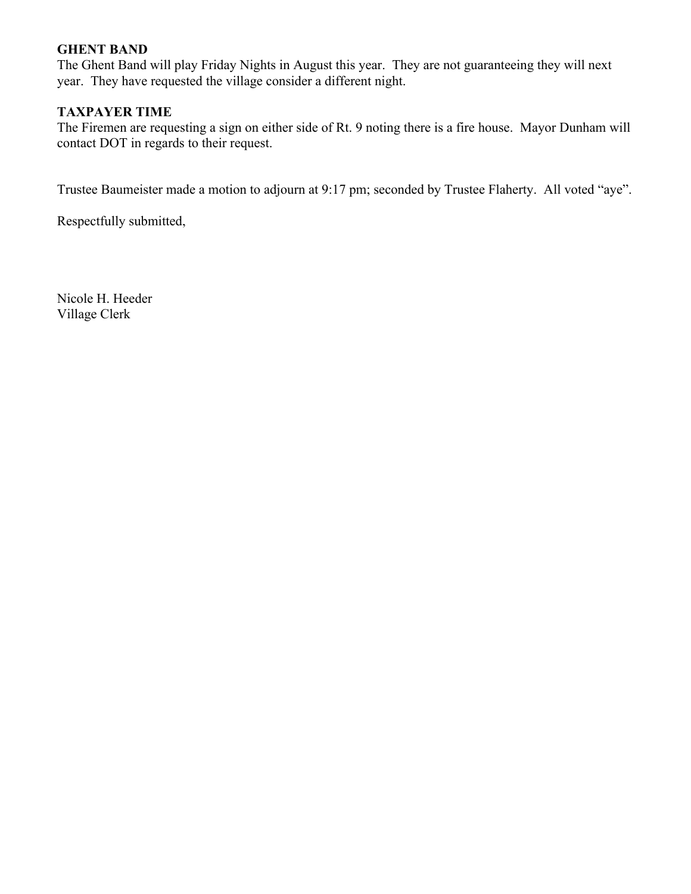**GHENT BAND**
The Ghent Band will play Friday Nights in August this year. They are not guaranteeing they will next year. They have requested the village consider a different night.

**TAXPAYER TIME**
The Firemen are requesting a sign on either side of Rt. 9 noting there is a fire house. Mayor Dunham will contact DOT in regards to their request.

Trustee Baumeister made a motion to adjourn at 9:17 pm; seconded by Trustee Flaherty. All voted "aye".

Respectfully submitted,

Nicole H. Heeder
Village Clerk